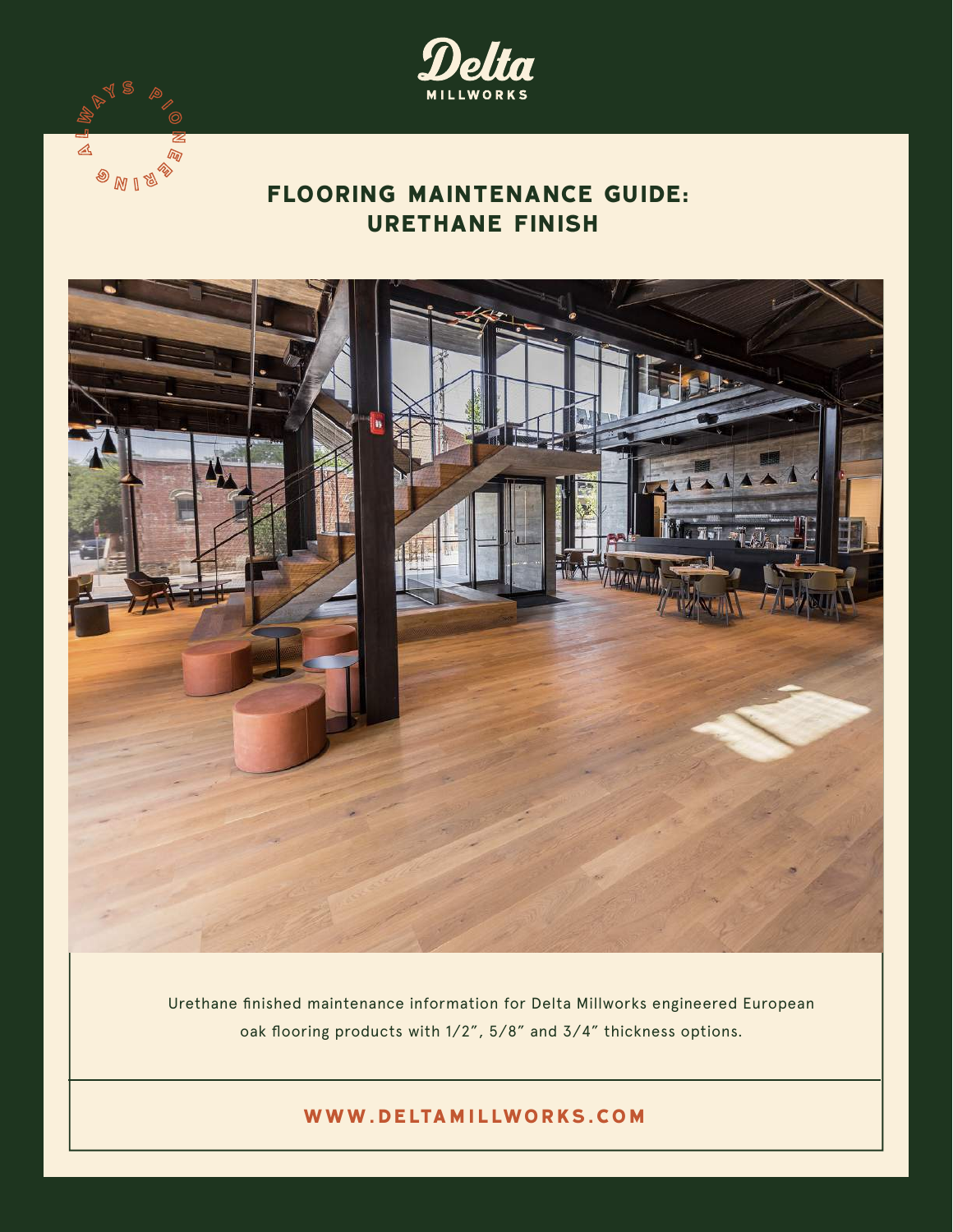Delta
MILLWORKS

ALWAYS PIONEERING

# FLOORING MAINTENANCE GUIDE: URETHANE FINISH

Urethane finished maintenance information for Delta Millworks engineered European oak flooring products with 1/2", 5/8" and 3/4" thickness options.

**WWW.DELTAMILLWORKS.COM**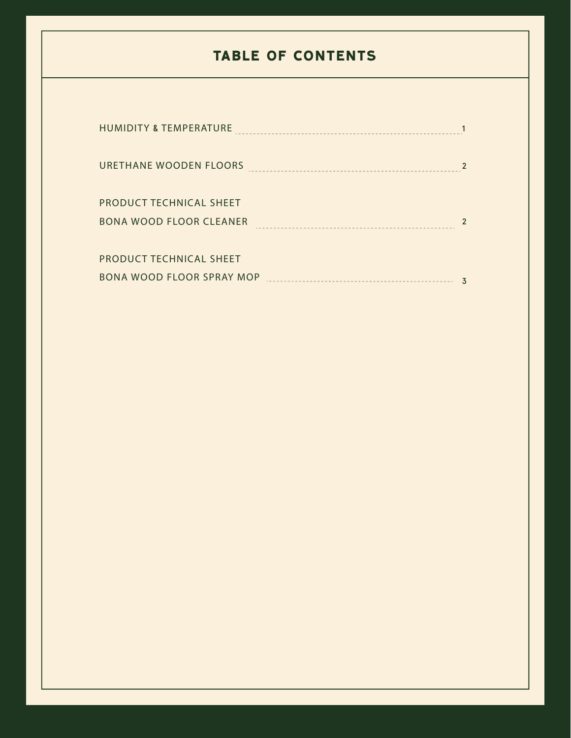# TABLE OF CONTENTS

| Section | Page |
|---|---|
| HUMIDITY & TEMPERATURE | 1 |
| URETHANE WOODEN FLOORS | 2 |
| PRODUCT TECHNICAL SHEET<br>BONA WOOD FLOOR CLEANER | 2 |
| PRODUCT TECHNICAL SHEET<br>BONA WOOD FLOOR SPRAY MOP | 3 |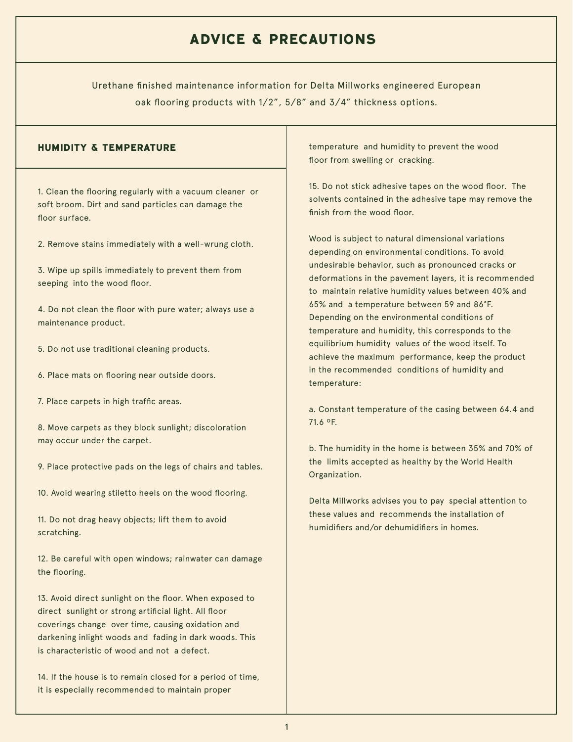# ADVICE & PRECAUTIONS

Urethane finished maintenance information for Delta Millworks engineered European oak flooring products with 1/2", 5/8" and 3/4" thickness options.

## HUMIDITY & TEMPERATURE

1. Clean the flooring regularly with a vacuum cleaner or soft broom. Dirt and sand particles can damage the floor surface.

2. Remove stains immediately with a well-wrung cloth.

3. Wipe up spills immediately to prevent them from seeping into the wood floor.

4. Do not clean the floor with pure water; always use a maintenance product.

5. Do not use traditional cleaning products.

6. Place mats on flooring near outside doors.

7. Place carpets in high traffic areas.

8. Move carpets as they block sunlight; discoloration may occur under the carpet.

9. Place protective pads on the legs of chairs and tables.

10. Avoid wearing stiletto heels on the wood flooring.

11. Do not drag heavy objects; lift them to avoid scratching.

12. Be careful with open windows; rainwater can damage the flooring.

13. Avoid direct sunlight on the floor. When exposed to direct sunlight or strong artificial light. All floor coverings change over time, causing oxidation and darkening inlight woods and fading in dark woods. This is characteristic of wood and not a defect.

14. If the house is to remain closed for a period of time, it is especially recommended to maintain proper temperature and humidity to prevent the wood floor from swelling or cracking.

15. Do not stick adhesive tapes on the wood floor. The solvents contained in the adhesive tape may remove the finish from the wood floor.

Wood is subject to natural dimensional variations depending on environmental conditions. To avoid undesirable behavior, such as pronounced cracks or deformations in the pavement layers, it is recommended to maintain relative humidity values between 40% and 65% and a temperature between 59 and 86°F. Depending on the environmental conditions of temperature and humidity, this corresponds to the equilibrium humidity values of the wood itself. To achieve the maximum performance, keep the product in the recommended conditions of humidity and temperature:

a. Constant temperature of the casing between 64.4 and 71.6 ºF.

b. The humidity in the home is between 35% and 70% of the limits accepted as healthy by the World Health Organization.

Delta Millworks advises you to pay special attention to these values and recommends the installation of humidifiers and/or dehumidifiers in homes.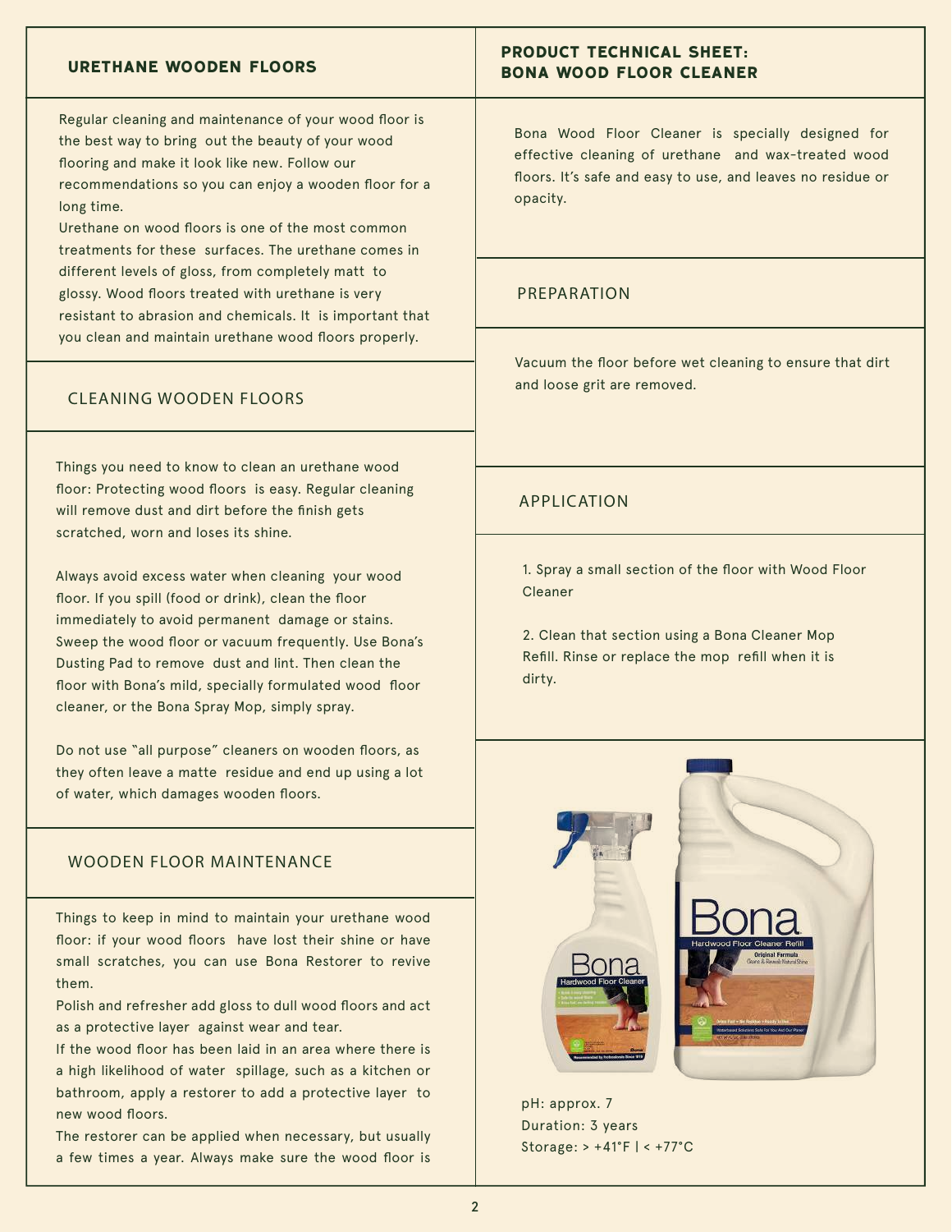## URETHANE WOODEN FLOORS

Regular cleaning and maintenance of your wood floor is the best way to bring out the beauty of your wood flooring and make it look like new. Follow our recommendations so you can enjoy a wooden floor for a long time.

Urethane on wood floors is one of the most common treatments for these surfaces. The urethane comes in different levels of gloss, from completely matt to glossy. Wood floors treated with urethane is very resistant to abrasion and chemicals. It is important that you clean and maintain urethane wood floors properly.

### CLEANING WOODEN FLOORS

Things you need to know to clean an urethane wood floor: Protecting wood floors is easy. Regular cleaning will remove dust and dirt before the finish gets scratched, worn and loses its shine.

Always avoid excess water when cleaning your wood floor. If you spill (food or drink), clean the floor immediately to avoid permanent damage or stains. Sweep the wood floor or vacuum frequently. Use Bona's Dusting Pad to remove dust and lint. Then clean the floor with Bona's mild, specially formulated wood floor cleaner, or the Bona Spray Mop, simply spray.

Do not use "all purpose" cleaners on wooden floors, as they often leave a matte residue and end up using a lot of water, which damages wooden floors.

### WOODEN FLOOR MAINTENANCE

Things to keep in mind to maintain your urethane wood floor: if your wood floors have lost their shine or have small scratches, you can use Bona Restorer to revive them.

Polish and refresher add gloss to dull wood floors and act as a protective layer against wear and tear.

If the wood floor has been laid in an area where there is a high likelihood of water spillage, such as a kitchen or bathroom, apply a restorer to add a protective layer to new wood floors.

The restorer can be applied when necessary, but usually a few times a year. Always make sure the wood floor is

## PRODUCT TECHNICAL SHEET: BONA WOOD FLOOR CLEANER

Bona Wood Floor Cleaner is specially designed for effective cleaning of urethane and wax-treated wood floors. It's safe and easy to use, and leaves no residue or opacity.

### PREPARATION

Vacuum the floor before wet cleaning to ensure that dirt and loose grit are removed.

### APPLICATION

1. Spray a small section of the floor with Wood Floor Cleaner

2. Clean that section using a Bona Cleaner Mop Refill. Rinse or replace the mop refill when it is dirty.

pH: approx. 7
Duration: 3 years
Storage: > +41°F | < +77°C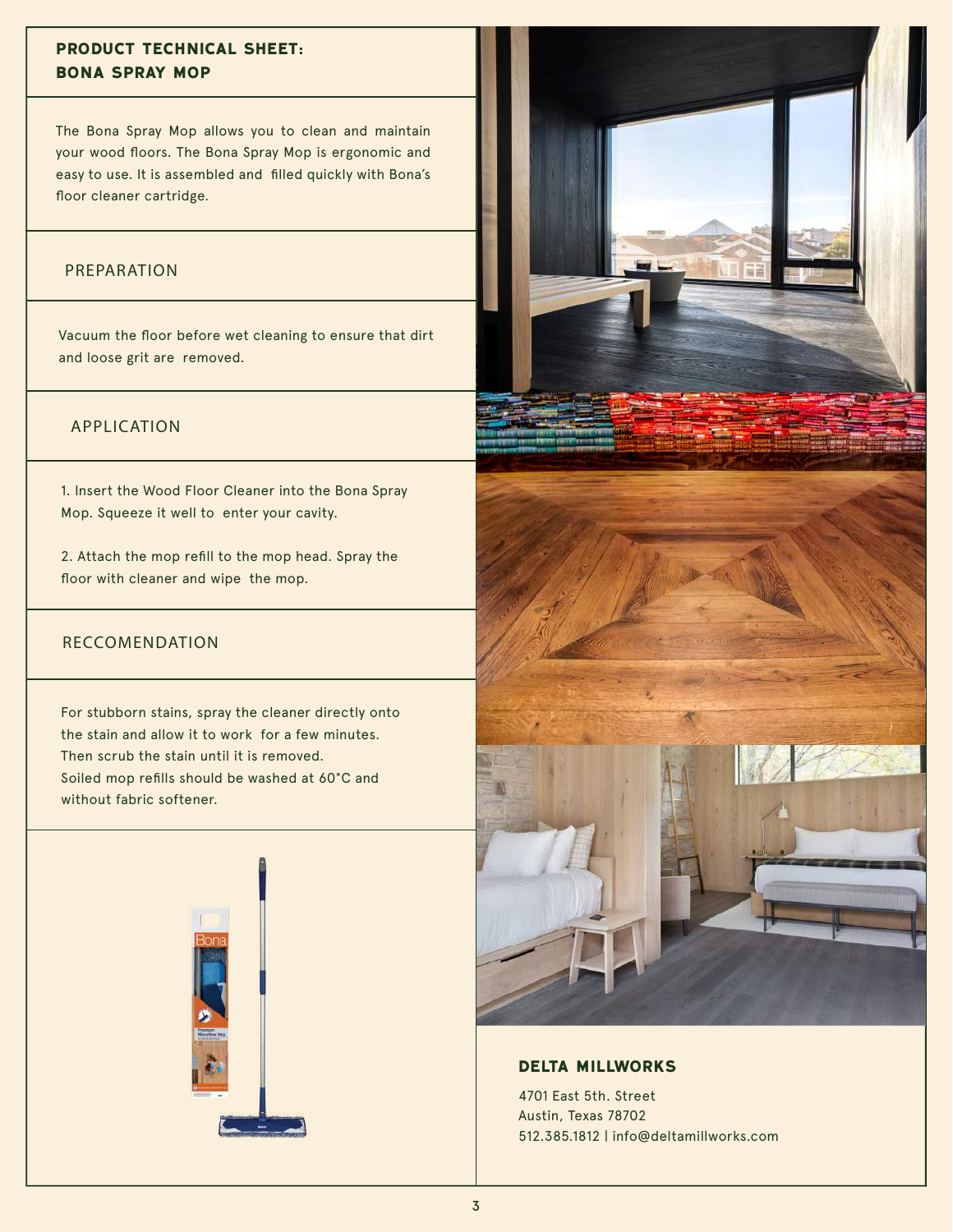## PRODUCT TECHNICAL SHEET: BONA SPRAY MOP

The Bona Spray Mop allows you to clean and maintain your wood floors. The Bona Spray Mop is ergonomic and easy to use. It is assembled and filled quickly with Bona's floor cleaner cartridge.

### PREPARATION

Vacuum the floor before wet cleaning to ensure that dirt and loose grit are removed.

### APPLICATION

1. Insert the Wood Floor Cleaner into the Bona Spray Mop. Squeeze it well to enter your cavity.

2. Attach the mop refill to the mop head. Spray the floor with cleaner and wipe the mop.

### RECCOMENDATION

For stubborn stains, spray the cleaner directly onto the stain and allow it to work for a few minutes. Then scrub the stain until it is removed.
Soiled mop refills should be washed at 60°C and without fabric softener.

**DELTA MILLWORKS**

4701 East 5th. Street
Austin, Texas 78702
512.385.1812 | info@deltamillworks.com